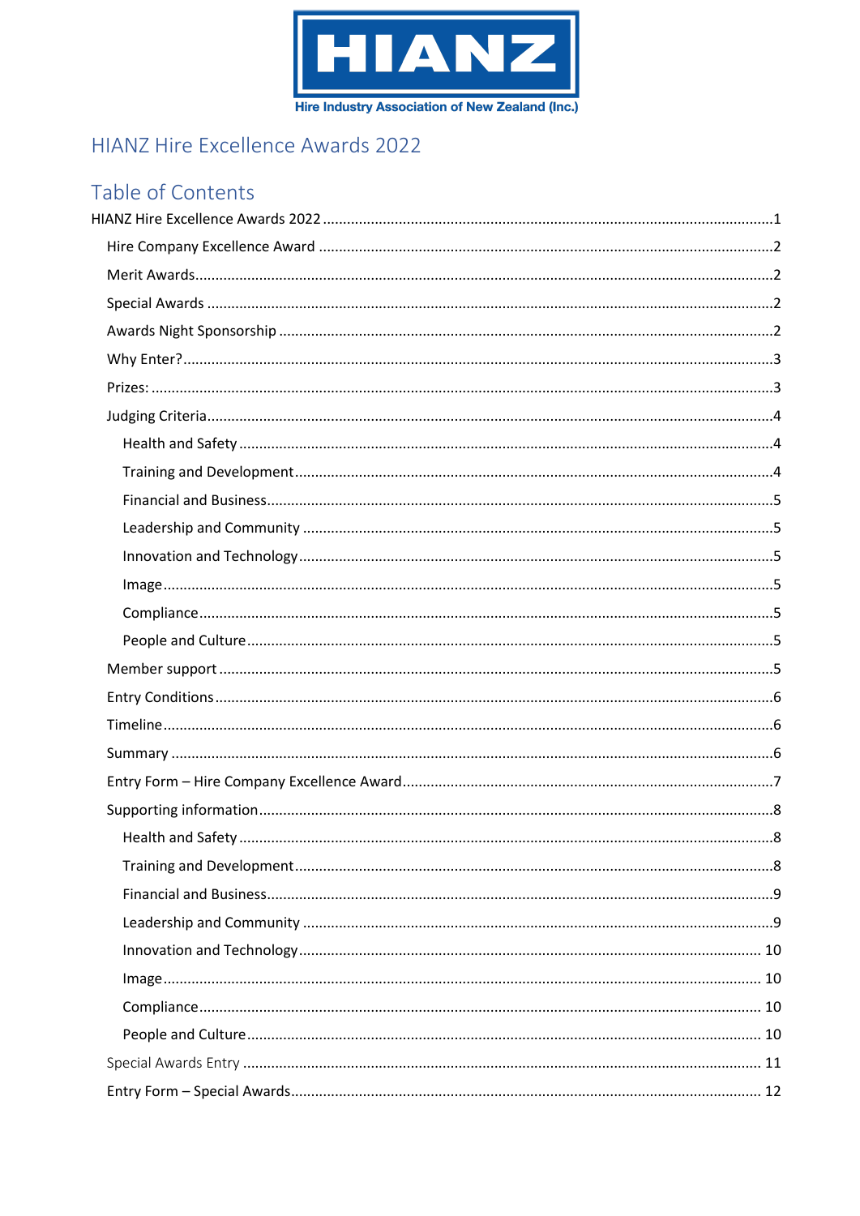HIANZ

Hire Industry Association of New Zealand (Inc.)

# HIANZ Hire Excellence Awards 2022

## Table of Contents

- HIANZ Hire Excellence Awards 2022 ........ 1
  - Hire Company Excellence Award ........ 2
  - Merit Awards ........ 2
  - Special Awards ........ 2
  - Awards Night Sponsorship ........ 2
  - Why Enter? ........ 3
  - Prizes: ........ 3
  - Judging Criteria ........ 4
    - Health and Safety ........ 4
    - Training and Development ........ 4
    - Financial and Business ........ 5
    - Leadership and Community ........ 5
    - Innovation and Technology ........ 5
    - Image ........ 5
    - Compliance ........ 5
    - People and Culture ........ 5
  - Member support ........ 5
  - Entry Conditions ........ 6
  - Timeline ........ 6
  - Summary ........ 6
  - Entry Form – Hire Company Excellence Award ........ 7
  - Supporting information ........ 8
    - Health and Safety ........ 8
    - Training and Development ........ 8
    - Financial and Business ........ 9
    - Leadership and Community ........ 9
    - Innovation and Technology ........ 10
    - Image ........ 10
    - Compliance ........ 10
    - People and Culture ........ 10
  - Special Awards Entry ........ 11
  - Entry Form – Special Awards ........ 12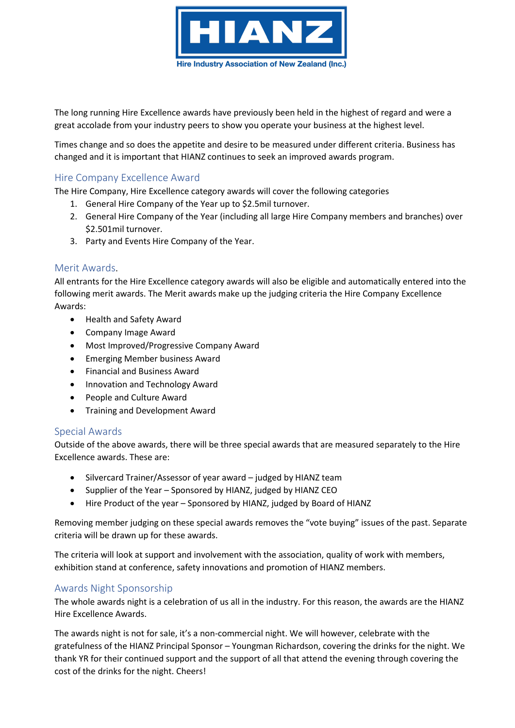HIANZ

Hire Industry Association of New Zealand (Inc.)

The long running Hire Excellence awards have previously been held in the highest of regard and were a great accolade from your industry peers to show you operate your business at the highest level.

Times change and so does the appetite and desire to be measured under different criteria. Business has changed and it is important that HIANZ continues to seek an improved awards program.

## Hire Company Excellence Award

The Hire Company, Hire Excellence category awards will cover the following categories

1. General Hire Company of the Year up to $2.5mil turnover.
2. General Hire Company of the Year (including all large Hire Company members and branches) over $2.501mil turnover.
3. Party and Events Hire Company of the Year.

## Merit Awards.

All entrants for the Hire Excellence category awards will also be eligible and automatically entered into the following merit awards. The Merit awards make up the judging criteria the Hire Company Excellence Awards:

- Health and Safety Award
- Company Image Award
- Most Improved/Progressive Company Award
- Emerging Member business Award
- Financial and Business Award
- Innovation and Technology Award
- People and Culture Award
- Training and Development Award

## Special Awards

Outside of the above awards, there will be three special awards that are measured separately to the Hire Excellence awards. These are:

- Silvercard Trainer/Assessor of year award – judged by HIANZ team
- Supplier of the Year – Sponsored by HIANZ, judged by HIANZ CEO
- Hire Product of the year – Sponsored by HIANZ, judged by Board of HIANZ

Removing member judging on these special awards removes the "vote buying" issues of the past. Separate criteria will be drawn up for these awards.

The criteria will look at support and involvement with the association, quality of work with members, exhibition stand at conference, safety innovations and promotion of HIANZ members.

## Awards Night Sponsorship

The whole awards night is a celebration of us all in the industry. For this reason, the awards are the HIANZ Hire Excellence Awards.

The awards night is not for sale, it's a non-commercial night. We will however, celebrate with the gratefulness of the HIANZ Principal Sponsor – Youngman Richardson, covering the drinks for the night. We thank YR for their continued support and the support of all that attend the evening through covering the cost of the drinks for the night. Cheers!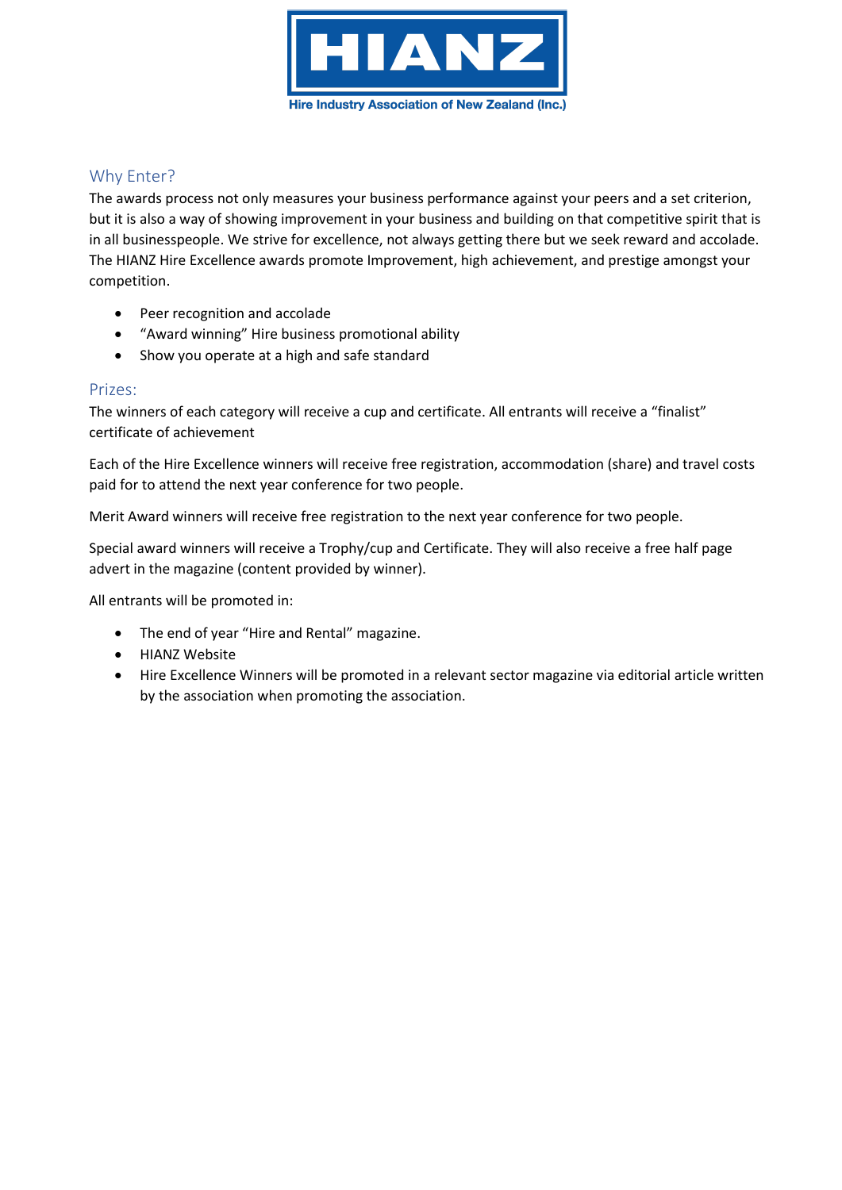HIANZ

Hire Industry Association of New Zealand (Inc.)

## Why Enter?

The awards process not only measures your business performance against your peers and a set criterion, but it is also a way of showing improvement in your business and building on that competitive spirit that is in all businesspeople. We strive for excellence, not always getting there but we seek reward and accolade. The HIANZ Hire Excellence awards promote Improvement, high achievement, and prestige amongst your competition.

- Peer recognition and accolade
- "Award winning" Hire business promotional ability
- Show you operate at a high and safe standard

## Prizes:

The winners of each category will receive a cup and certificate. All entrants will receive a "finalist" certificate of achievement

Each of the Hire Excellence winners will receive free registration, accommodation (share) and travel costs paid for to attend the next year conference for two people.

Merit Award winners will receive free registration to the next year conference for two people.

Special award winners will receive a Trophy/cup and Certificate. They will also receive a free half page advert in the magazine (content provided by winner).

All entrants will be promoted in:

- The end of year "Hire and Rental" magazine.
- HIANZ Website
- Hire Excellence Winners will be promoted in a relevant sector magazine via editorial article written by the association when promoting the association.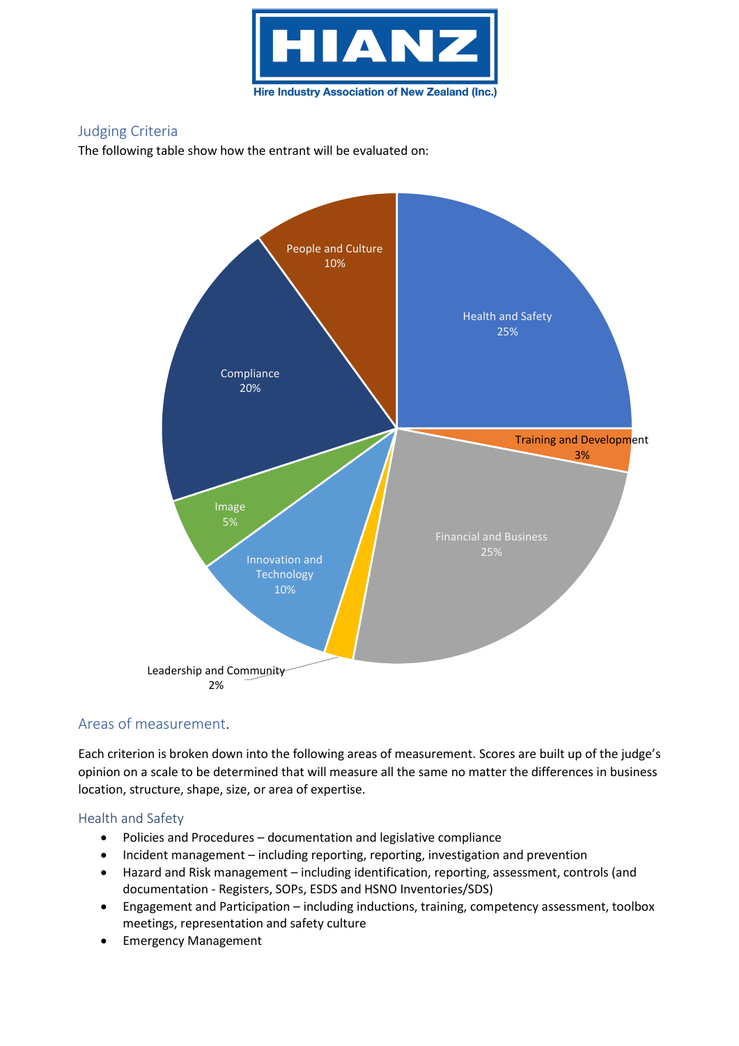HIANZ
Hire Industry Association of New Zealand (Inc.)

## Judging Criteria

The following table show how the entrant will be evaluated on:

Health and Safety 25%
Training and Development 3%
Financial and Business 25%
Leadership and Community 2%
Innovation and Technology 10%
Image 5%
Compliance 20%
People and Culture 10%

## Areas of measurement.

Each criterion is broken down into the following areas of measurement. Scores are built up of the judge's opinion on a scale to be determined that will measure all the same no matter the differences in business location, structure, shape, size, or area of expertise.

### Health and Safety

- Policies and Procedures – documentation and legislative compliance
- Incident management – including reporting, reporting, investigation and prevention
- Hazard and Risk management – including identification, reporting, assessment, controls (and documentation - Registers, SOPs, ESDS and HSNO Inventories/SDS)
- Engagement and Participation – including inductions, training, competency assessment, toolbox meetings, representation and safety culture
- Emergency Management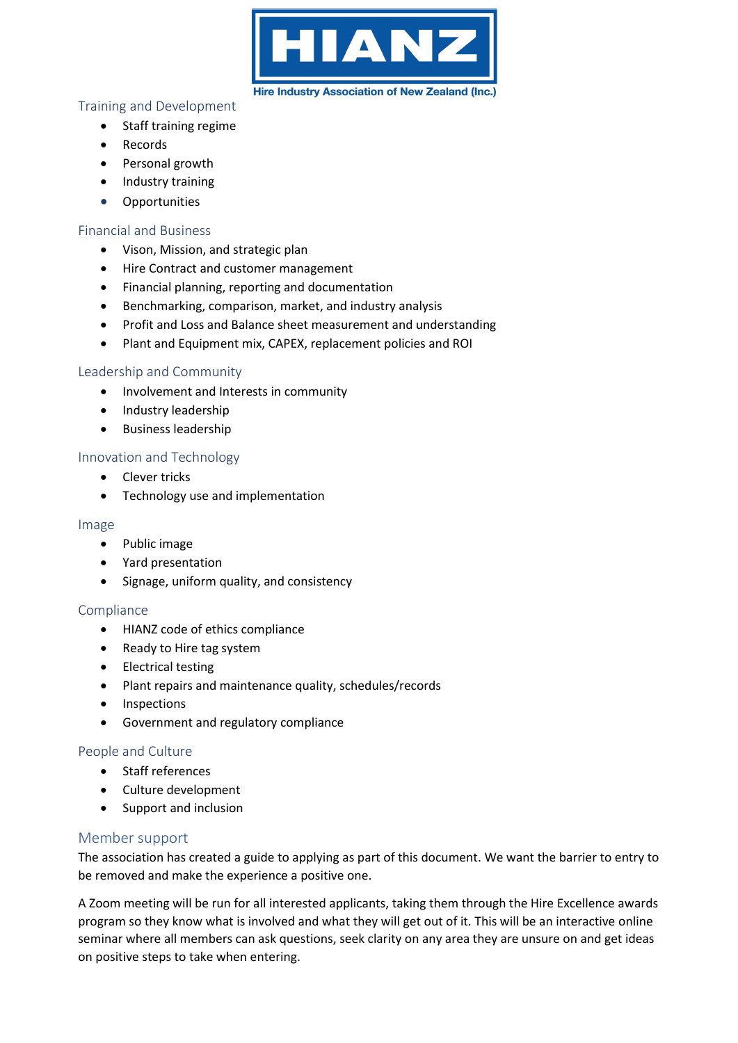## Training and Development

- Staff training regime
- Records
- Personal growth
- Industry training
- Opportunities

## Financial and Business

- Vison, Mission, and strategic plan
- Hire Contract and customer management
- Financial planning, reporting and documentation
- Benchmarking, comparison, market, and industry analysis
- Profit and Loss and Balance sheet measurement and understanding
- Plant and Equipment mix, CAPEX, replacement policies and ROI

## Leadership and Community

- Involvement and Interests in community
- Industry leadership
- Business leadership

## Innovation and Technology

- Clever tricks
- Technology use and implementation

## Image

- Public image
- Yard presentation
- Signage, uniform quality, and consistency

## Compliance

- HIANZ code of ethics compliance
- Ready to Hire tag system
- Electrical testing
- Plant repairs and maintenance quality, schedules/records
- Inspections
- Government and regulatory compliance

## People and Culture

- Staff references
- Culture development
- Support and inclusion

## Member support

The association has created a guide to applying as part of this document. We want the barrier to entry to be removed and make the experience a positive one.

A Zoom meeting will be run for all interested applicants, taking them through the Hire Excellence awards program so they know what is involved and what they will get out of it. This will be an interactive online seminar where all members can ask questions, seek clarity on any area they are unsure on and get ideas on positive steps to take when entering.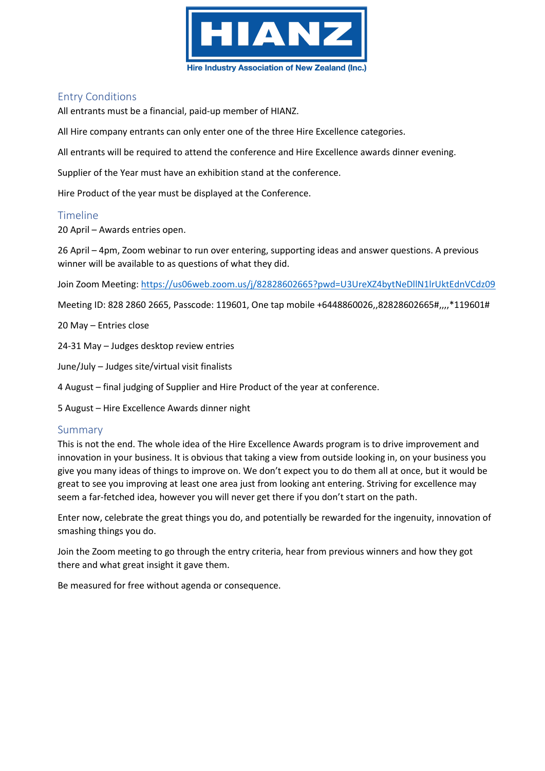## Entry Conditions

All entrants must be a financial, paid-up member of HIANZ.

All Hire company entrants can only enter one of the three Hire Excellence categories.

All entrants will be required to attend the conference and Hire Excellence awards dinner evening.

Supplier of the Year must have an exhibition stand at the conference.

Hire Product of the year must be displayed at the Conference.

## Timeline

20 April – Awards entries open.

26 April – 4pm, Zoom webinar to run over entering, supporting ideas and answer questions. A previous winner will be available to as questions of what they did.

Join Zoom Meeting: https://us06web.zoom.us/j/82828602665?pwd=U3UreXZ4bytNeDlIN1lrUktEdnVCdz09

Meeting ID: 828 2860 2665, Passcode: 119601, One tap mobile +6448860026,,82828602665#,,,,*119601#

20 May – Entries close

24-31 May – Judges desktop review entries

June/July – Judges site/virtual visit finalists

4 August – final judging of Supplier and Hire Product of the year at conference.

5 August – Hire Excellence Awards dinner night

## Summary

This is not the end. The whole idea of the Hire Excellence Awards program is to drive improvement and innovation in your business. It is obvious that taking a view from outside looking in, on your business you give you many ideas of things to improve on. We don't expect you to do them all at once, but it would be great to see you improving at least one area just from looking ant entering. Striving for excellence may seem a far-fetched idea, however you will never get there if you don't start on the path.

Enter now, celebrate the great things you do, and potentially be rewarded for the ingenuity, innovation of smashing things you do.

Join the Zoom meeting to go through the entry criteria, hear from previous winners and how they got there and what great insight it gave them.

Be measured for free without agenda or consequence.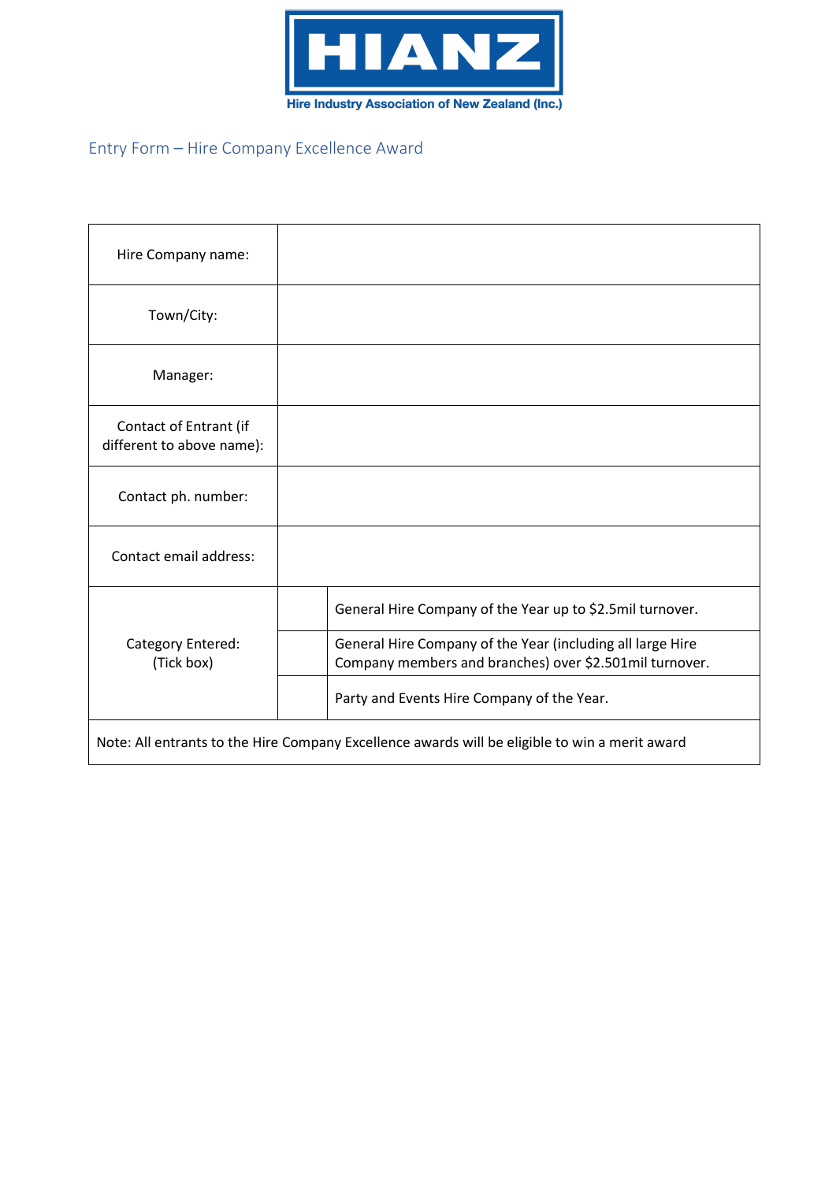**HIANZ**

**Hire Industry Association of New Zealand (Inc.)**

## Entry Form – Hire Company Excellence Award

| | | |
|---|---|---|
| Hire Company name: | | |
| Town/City: | | |
| Manager: | | |
| Contact of Entrant (if different to above name): | | |
| Contact ph. number: | | |
| Contact email address: | | |
| Category Entered: (Tick box) | | General Hire Company of the Year up to $2.5mil turnover. |
| | | General Hire Company of the Year (including all large Hire Company members and branches) over $2.501mil turnover. |
| | | Party and Events Hire Company of the Year. |
| Note: All entrants to the Hire Company Excellence awards will be eligible to win a merit award | | |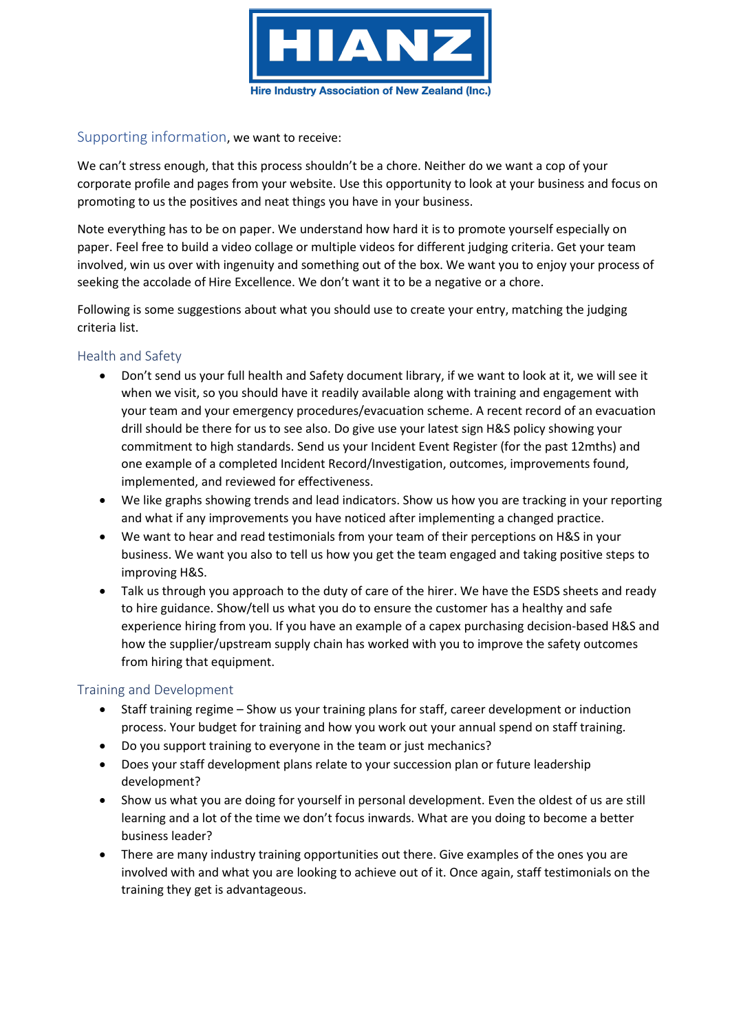Supporting information, we want to receive:

We can't stress enough, that this process shouldn't be a chore. Neither do we want a cop of your corporate profile and pages from your website. Use this opportunity to look at your business and focus on promoting to us the positives and neat things you have in your business.

Note everything has to be on paper. We understand how hard it is to promote yourself especially on paper. Feel free to build a video collage or multiple videos for different judging criteria. Get your team involved, win us over with ingenuity and something out of the box. We want you to enjoy your process of seeking the accolade of Hire Excellence. We don't want it to be a negative or a chore.

Following is some suggestions about what you should use to create your entry, matching the judging criteria list.

## Health and Safety

- Don't send us your full health and Safety document library, if we want to look at it, we will see it when we visit, so you should have it readily available along with training and engagement with your team and your emergency procedures/evacuation scheme. A recent record of an evacuation drill should be there for us to see also. Do give use your latest sign H&S policy showing your commitment to high standards. Send us your Incident Event Register (for the past 12mths) and one example of a completed Incident Record/Investigation, outcomes, improvements found, implemented, and reviewed for effectiveness.
- We like graphs showing trends and lead indicators. Show us how you are tracking in your reporting and what if any improvements you have noticed after implementing a changed practice.
- We want to hear and read testimonials from your team of their perceptions on H&S in your business. We want you also to tell us how you get the team engaged and taking positive steps to improving H&S.
- Talk us through you approach to the duty of care of the hirer. We have the ESDS sheets and ready to hire guidance. Show/tell us what you do to ensure the customer has a healthy and safe experience hiring from you. If you have an example of a capex purchasing decision-based H&S and how the supplier/upstream supply chain has worked with you to improve the safety outcomes from hiring that equipment.

## Training and Development

- Staff training regime – Show us your training plans for staff, career development or induction process. Your budget for training and how you work out your annual spend on staff training.
- Do you support training to everyone in the team or just mechanics?
- Does your staff development plans relate to your succession plan or future leadership development?
- Show us what you are doing for yourself in personal development. Even the oldest of us are still learning and a lot of the time we don't focus inwards. What are you doing to become a better business leader?
- There are many industry training opportunities out there. Give examples of the ones you are involved with and what you are looking to achieve out of it. Once again, staff testimonials on the training they get is advantageous.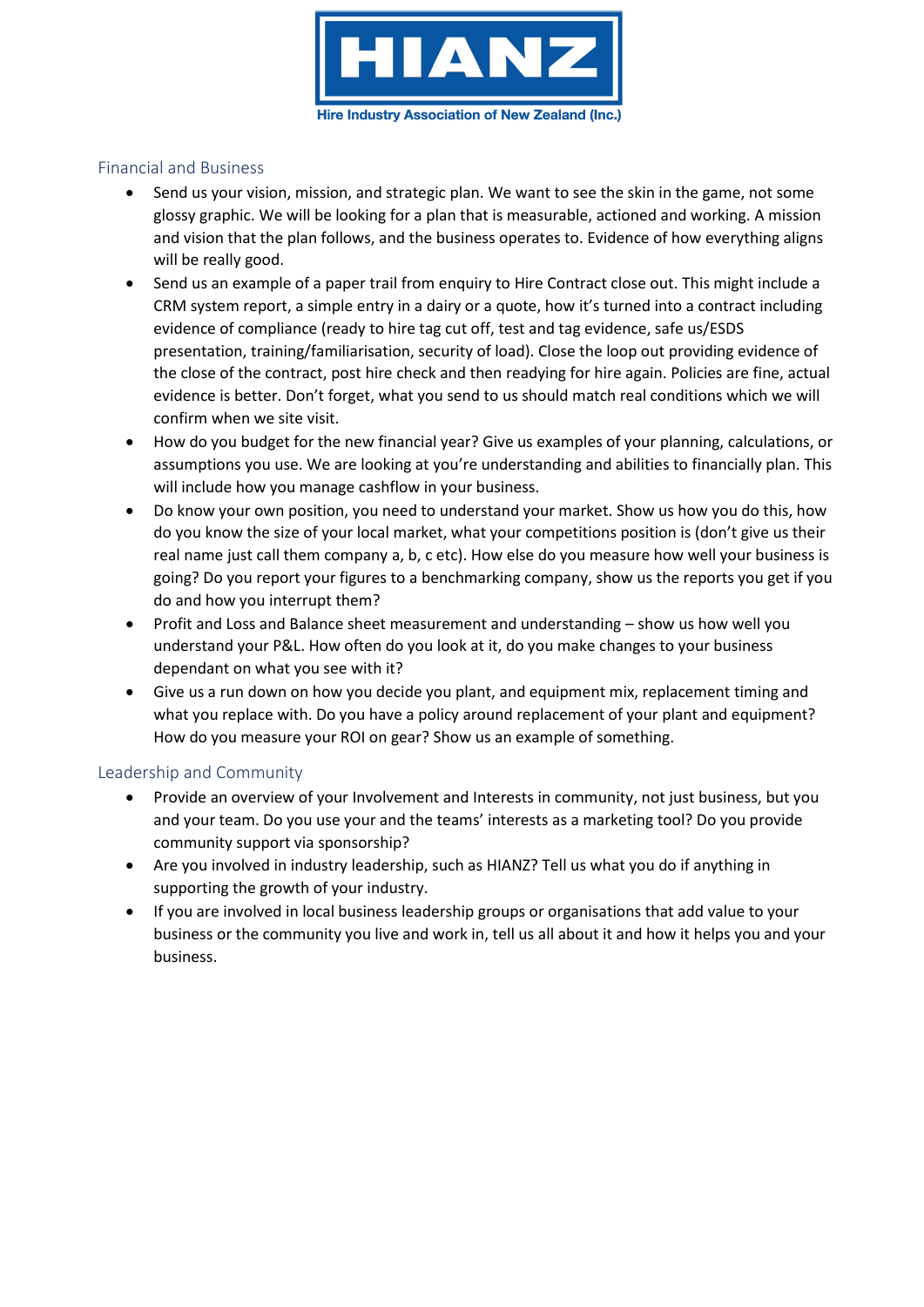## Financial and Business

- Send us your vision, mission, and strategic plan. We want to see the skin in the game, not some glossy graphic. We will be looking for a plan that is measurable, actioned and working. A mission and vision that the plan follows, and the business operates to. Evidence of how everything aligns will be really good.
- Send us an example of a paper trail from enquiry to Hire Contract close out. This might include a CRM system report, a simple entry in a dairy or a quote, how it's turned into a contract including evidence of compliance (ready to hire tag cut off, test and tag evidence, safe us/ESDS presentation, training/familiarisation, security of load). Close the loop out providing evidence of the close of the contract, post hire check and then readying for hire again. Policies are fine, actual evidence is better. Don't forget, what you send to us should match real conditions which we will confirm when we site visit.
- How do you budget for the new financial year? Give us examples of your planning, calculations, or assumptions you use. We are looking at you're understanding and abilities to financially plan. This will include how you manage cashflow in your business.
- Do know your own position, you need to understand your market. Show us how you do this, how do you know the size of your local market, what your competitions position is (don't give us their real name just call them company a, b, c etc). How else do you measure how well your business is going? Do you report your figures to a benchmarking company, show us the reports you get if you do and how you interrupt them?
- Profit and Loss and Balance sheet measurement and understanding – show us how well you understand your P&L. How often do you look at it, do you make changes to your business dependant on what you see with it?
- Give us a run down on how you decide you plant, and equipment mix, replacement timing and what you replace with. Do you have a policy around replacement of your plant and equipment? How do you measure your ROI on gear? Show us an example of something.

## Leadership and Community

- Provide an overview of your Involvement and Interests in community, not just business, but you and your team. Do you use your and the teams' interests as a marketing tool? Do you provide community support via sponsorship?
- Are you involved in industry leadership, such as HIANZ? Tell us what you do if anything in supporting the growth of your industry.
- If you are involved in local business leadership groups or organisations that add value to your business or the community you live and work in, tell us all about it and how it helps you and your business.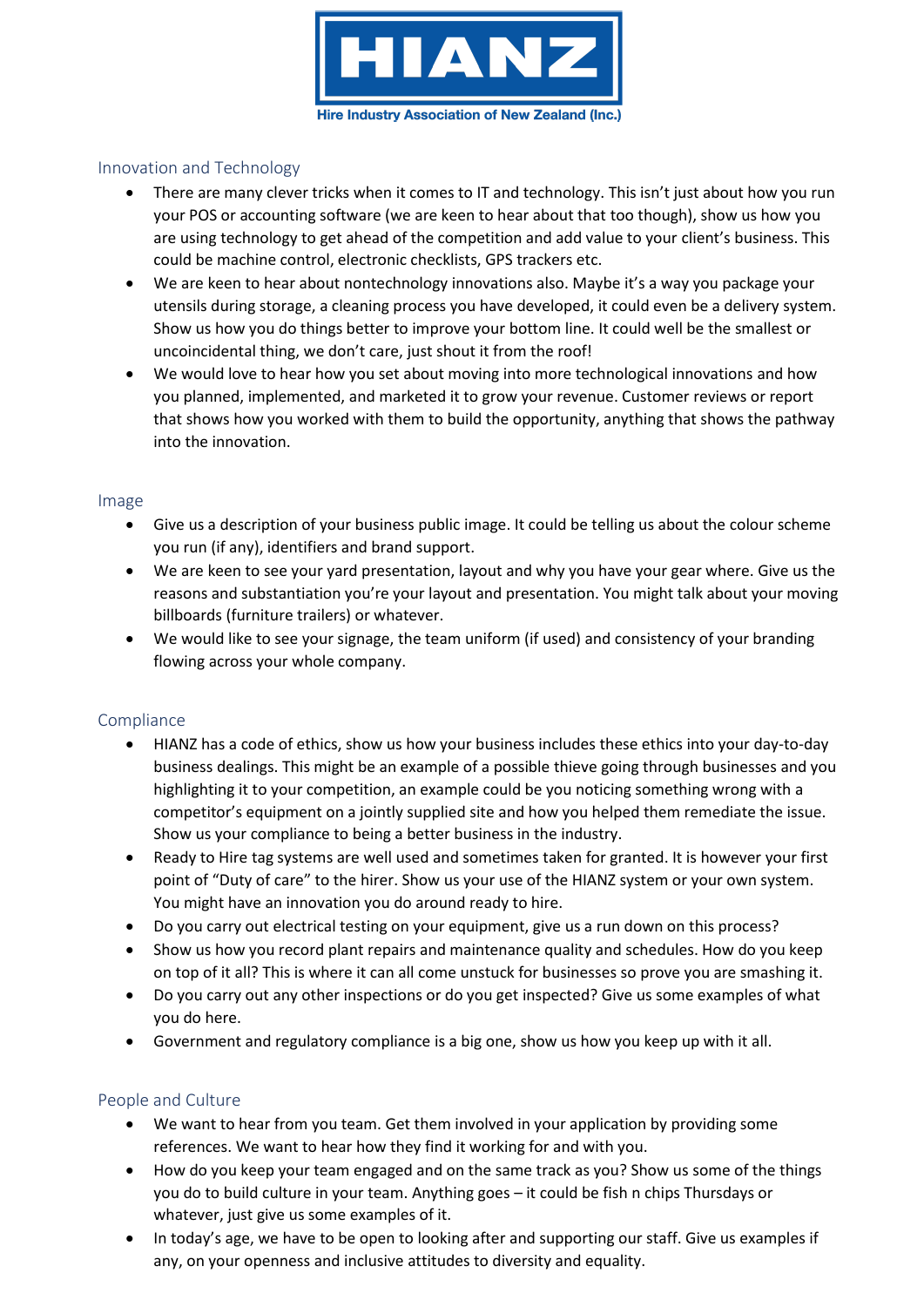## Innovation and Technology

- There are many clever tricks when it comes to IT and technology. This isn't just about how you run your POS or accounting software (we are keen to hear about that too though), show us how you are using technology to get ahead of the competition and add value to your client's business. This could be machine control, electronic checklists, GPS trackers etc.
- We are keen to hear about nontechnology innovations also. Maybe it's a way you package your utensils during storage, a cleaning process you have developed, it could even be a delivery system. Show us how you do things better to improve your bottom line. It could well be the smallest or uncoincidental thing, we don't care, just shout it from the roof!
- We would love to hear how you set about moving into more technological innovations and how you planned, implemented, and marketed it to grow your revenue. Customer reviews or report that shows how you worked with them to build the opportunity, anything that shows the pathway into the innovation.

## Image

- Give us a description of your business public image. It could be telling us about the colour scheme you run (if any), identifiers and brand support.
- We are keen to see your yard presentation, layout and why you have your gear where. Give us the reasons and substantiation you're your layout and presentation. You might talk about your moving billboards (furniture trailers) or whatever.
- We would like to see your signage, the team uniform (if used) and consistency of your branding flowing across your whole company.

## Compliance

- HIANZ has a code of ethics, show us how your business includes these ethics into your day-to-day business dealings. This might be an example of a possible thieve going through businesses and you highlighting it to your competition, an example could be you noticing something wrong with a competitor's equipment on a jointly supplied site and how you helped them remediate the issue. Show us your compliance to being a better business in the industry.
- Ready to Hire tag systems are well used and sometimes taken for granted. It is however your first point of "Duty of care" to the hirer. Show us your use of the HIANZ system or your own system. You might have an innovation you do around ready to hire.
- Do you carry out electrical testing on your equipment, give us a run down on this process?
- Show us how you record plant repairs and maintenance quality and schedules. How do you keep on top of it all? This is where it can all come unstuck for businesses so prove you are smashing it.
- Do you carry out any other inspections or do you get inspected? Give us some examples of what you do here.
- Government and regulatory compliance is a big one, show us how you keep up with it all.

## People and Culture

- We want to hear from you team. Get them involved in your application by providing some references. We want to hear how they find it working for and with you.
- How do you keep your team engaged and on the same track as you? Show us some of the things you do to build culture in your team. Anything goes – it could be fish n chips Thursdays or whatever, just give us some examples of it.
- In today's age, we have to be open to looking after and supporting our staff. Give us examples if any, on your openness and inclusive attitudes to diversity and equality.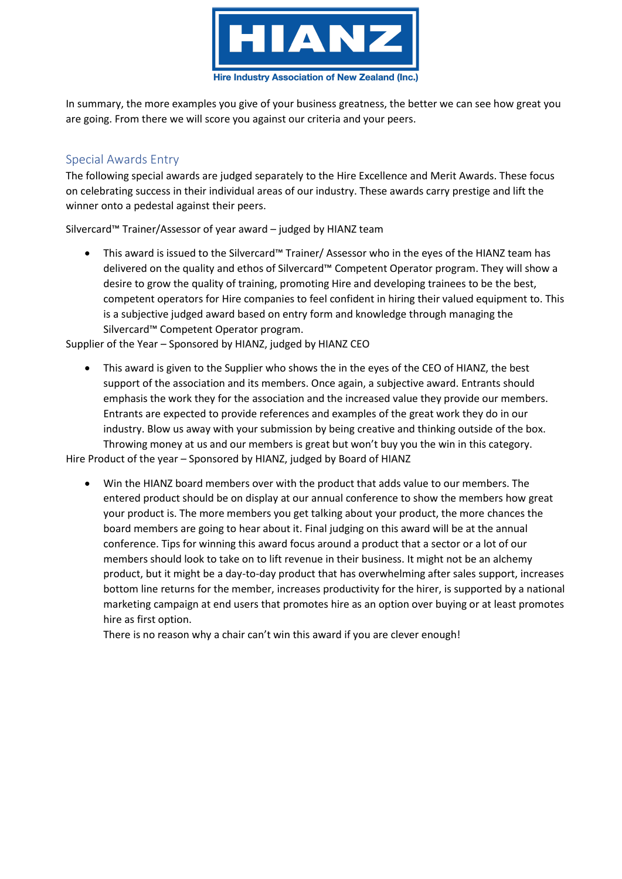In summary, the more examples you give of your business greatness, the better we can see how great you are going. From there we will score you against our criteria and your peers.

## Special Awards Entry

The following special awards are judged separately to the Hire Excellence and Merit Awards. These focus on celebrating success in their individual areas of our industry. These awards carry prestige and lift the winner onto a pedestal against their peers.

Silvercard™ Trainer/Assessor of year award – judged by HIANZ team

- This award is issued to the Silvercard™ Trainer/ Assessor who in the eyes of the HIANZ team has delivered on the quality and ethos of Silvercard™ Competent Operator program. They will show a desire to grow the quality of training, promoting Hire and developing trainees to be the best, competent operators for Hire companies to feel confident in hiring their valued equipment to. This is a subjective judged award based on entry form and knowledge through managing the Silvercard™ Competent Operator program.

Supplier of the Year – Sponsored by HIANZ, judged by HIANZ CEO

- This award is given to the Supplier who shows the in the eyes of the CEO of HIANZ, the best support of the association and its members. Once again, a subjective award. Entrants should emphasis the work they for the association and the increased value they provide our members. Entrants are expected to provide references and examples of the great work they do in our industry. Blow us away with your submission by being creative and thinking outside of the box. Throwing money at us and our members is great but won't buy you the win in this category.

Hire Product of the year – Sponsored by HIANZ, judged by Board of HIANZ

- Win the HIANZ board members over with the product that adds value to our members. The entered product should be on display at our annual conference to show the members how great your product is. The more members you get talking about your product, the more chances the board members are going to hear about it. Final judging on this award will be at the annual conference. Tips for winning this award focus around a product that a sector or a lot of our members should look to take on to lift revenue in their business. It might not be an alchemy product, but it might be a day-to-day product that has overwhelming after sales support, increases bottom line returns for the member, increases productivity for the hirer, is supported by a national marketing campaign at end users that promotes hire as an option over buying or at least promotes hire as first option.

  There is no reason why a chair can't win this award if you are clever enough!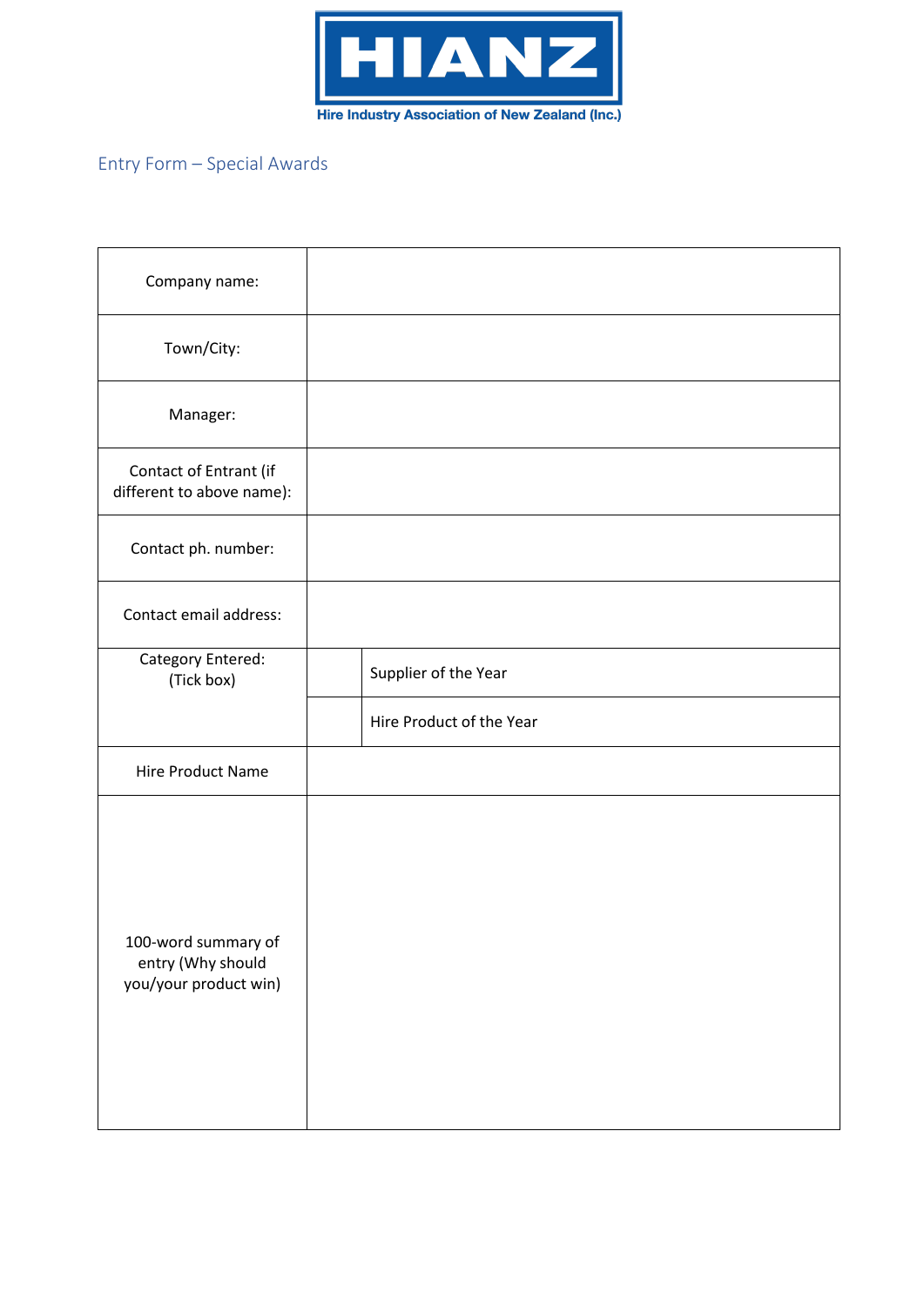# HIANZ

Hire Industry Association of New Zealand (Inc.)

## Entry Form – Special Awards

| | | |
|---|---|---|
| Company name: | | |
| Town/City: | | |
| Manager: | | |
| Contact of Entrant (if different to above name): | | |
| Contact ph. number: | | |
| Contact email address: | | |
| Category Entered: (Tick box) | | Supplier of the Year |
| | | Hire Product of the Year |
| Hire Product Name | | |
| 100-word summary of entry (Why should you/your product win) | | |